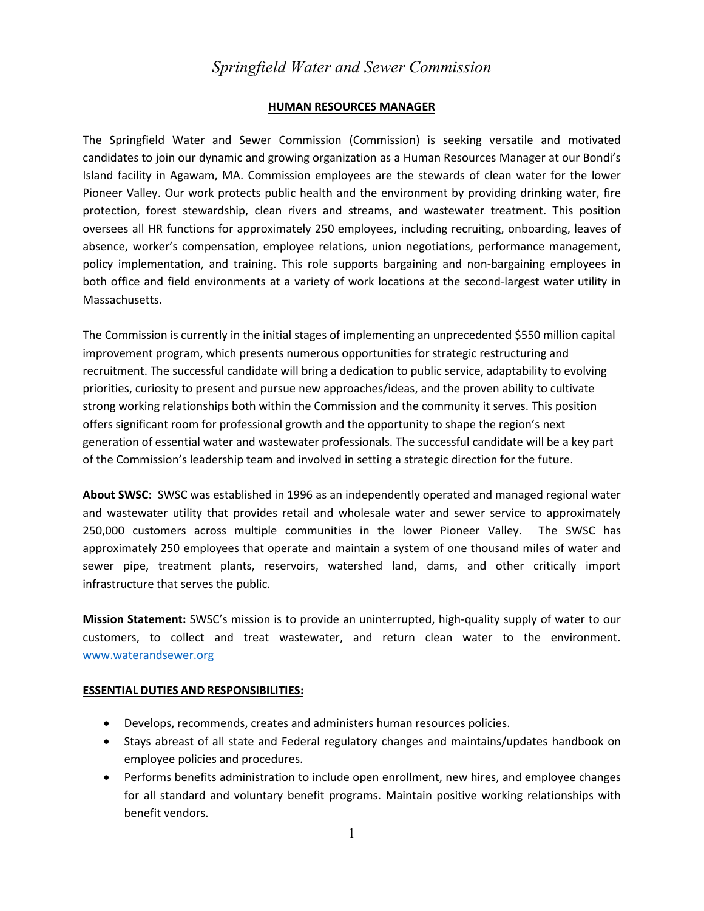# *Springfield Water and Sewer Commission*

## HUMAN RESOURCES MANAGER

The Springfield Water and Sewer Commission (Commission) is seeking versatile and motivated candidates to join our dynamic and growing organization as a Human Resources Manager at our Bondi's Island facility in Agawam, MA. Commission employees are the stewards of clean water for the lower Pioneer Valley. Our work protects public health and the environment by providing drinking water, fire protection, forest stewardship, clean rivers and streams, and wastewater treatment. This position oversees all HR functions for approximately 250 employees, including recruiting, onboarding, leaves of absence, worker's compensation, employee relations, union negotiations, performance management, policy implementation, and training. This role supports bargaining and non-bargaining employees in both office and field environments at a variety of work locations at the second-largest water utility in Massachusetts.

The Commission is currently in the initial stages of implementing an unprecedented $550 million capital improvement program, which presents numerous opportunities for strategic restructuring and recruitment. The successful candidate will bring a dedication to public service, adaptability to evolving priorities, curiosity to present and pursue new approaches/ideas, and the proven ability to cultivate strong working relationships both within the Commission and the community it serves. This position offers significant room for professional growth and the opportunity to shape the region's next generation of essential water and wastewater professionals. The successful candidate will be a key part of the Commission's leadership team and involved in setting a strategic direction for the future.

**About SWSC:** SWSC was established in 1996 as an independently operated and managed regional water and wastewater utility that provides retail and wholesale water and sewer service to approximately 250,000 customers across multiple communities in the lower Pioneer Valley. The SWSC has approximately 250 employees that operate and maintain a system of one thousand miles of water and sewer pipe, treatment plants, reservoirs, watershed land, dams, and other critically import infrastructure that serves the public.

**Mission Statement:** SWSC's mission is to provide an uninterrupted, high-quality supply of water to our customers, to collect and treat wastewater, and return clean water to the environment. [www.waterandsewer.org](http://www.waterandsewer.org)

**ESSENTIAL DUTIES AND RESPONSIBILITIES:**

- Develops, recommends, creates and administers human resources policies.
- Stays abreast of all state and Federal regulatory changes and maintains/updates handbook on employee policies and procedures.
- Performs benefits administration to include open enrollment, new hires, and employee changes for all standard and voluntary benefit programs. Maintain positive working relationships with benefit vendors.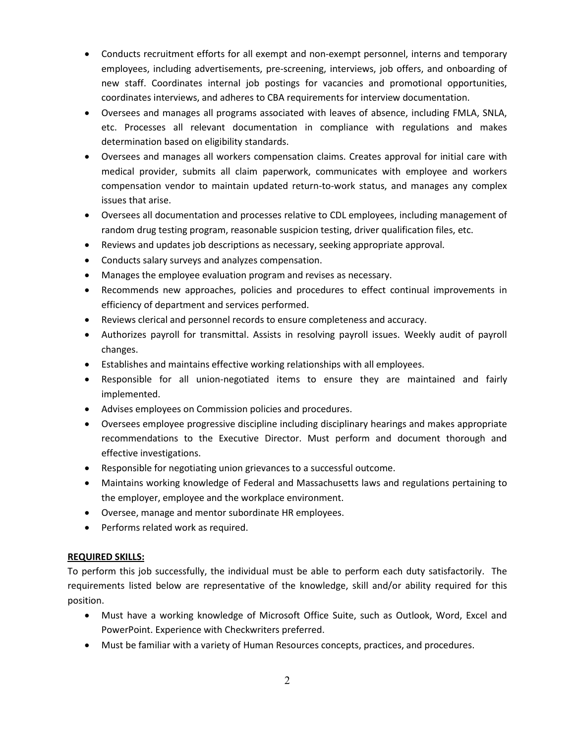- Conducts recruitment efforts for all exempt and non-exempt personnel, interns and temporary employees, including advertisements, pre-screening, interviews, job offers, and onboarding of new staff. Coordinates internal job postings for vacancies and promotional opportunities, coordinates interviews, and adheres to CBA requirements for interview documentation.
- Oversees and manages all programs associated with leaves of absence, including FMLA, SNLA, etc. Processes all relevant documentation in compliance with regulations and makes determination based on eligibility standards.
- Oversees and manages all workers compensation claims. Creates approval for initial care with medical provider, submits all claim paperwork, communicates with employee and workers compensation vendor to maintain updated return-to-work status, and manages any complex issues that arise.
- Oversees all documentation and processes relative to CDL employees, including management of random drug testing program, reasonable suspicion testing, driver qualification files, etc.
- Reviews and updates job descriptions as necessary, seeking appropriate approval.
- Conducts salary surveys and analyzes compensation.
- Manages the employee evaluation program and revises as necessary.
- Recommends new approaches, policies and procedures to effect continual improvements in efficiency of department and services performed.
- Reviews clerical and personnel records to ensure completeness and accuracy.
- Authorizes payroll for transmittal. Assists in resolving payroll issues. Weekly audit of payroll changes.
- Establishes and maintains effective working relationships with all employees.
- Responsible for all union-negotiated items to ensure they are maintained and fairly implemented.
- Advises employees on Commission policies and procedures.
- Oversees employee progressive discipline including disciplinary hearings and makes appropriate recommendations to the Executive Director. Must perform and document thorough and effective investigations.
- Responsible for negotiating union grievances to a successful outcome.
- Maintains working knowledge of Federal and Massachusetts laws and regulations pertaining to the employer, employee and the workplace environment.
- Oversee, manage and mentor subordinate HR employees.
- Performs related work as required.

**REQUIRED SKILLS:**

To perform this job successfully, the individual must be able to perform each duty satisfactorily. The requirements listed below are representative of the knowledge, skill and/or ability required for this position.

- Must have a working knowledge of Microsoft Office Suite, such as Outlook, Word, Excel and PowerPoint. Experience with Checkwriters preferred.
- Must be familiar with a variety of Human Resources concepts, practices, and procedures.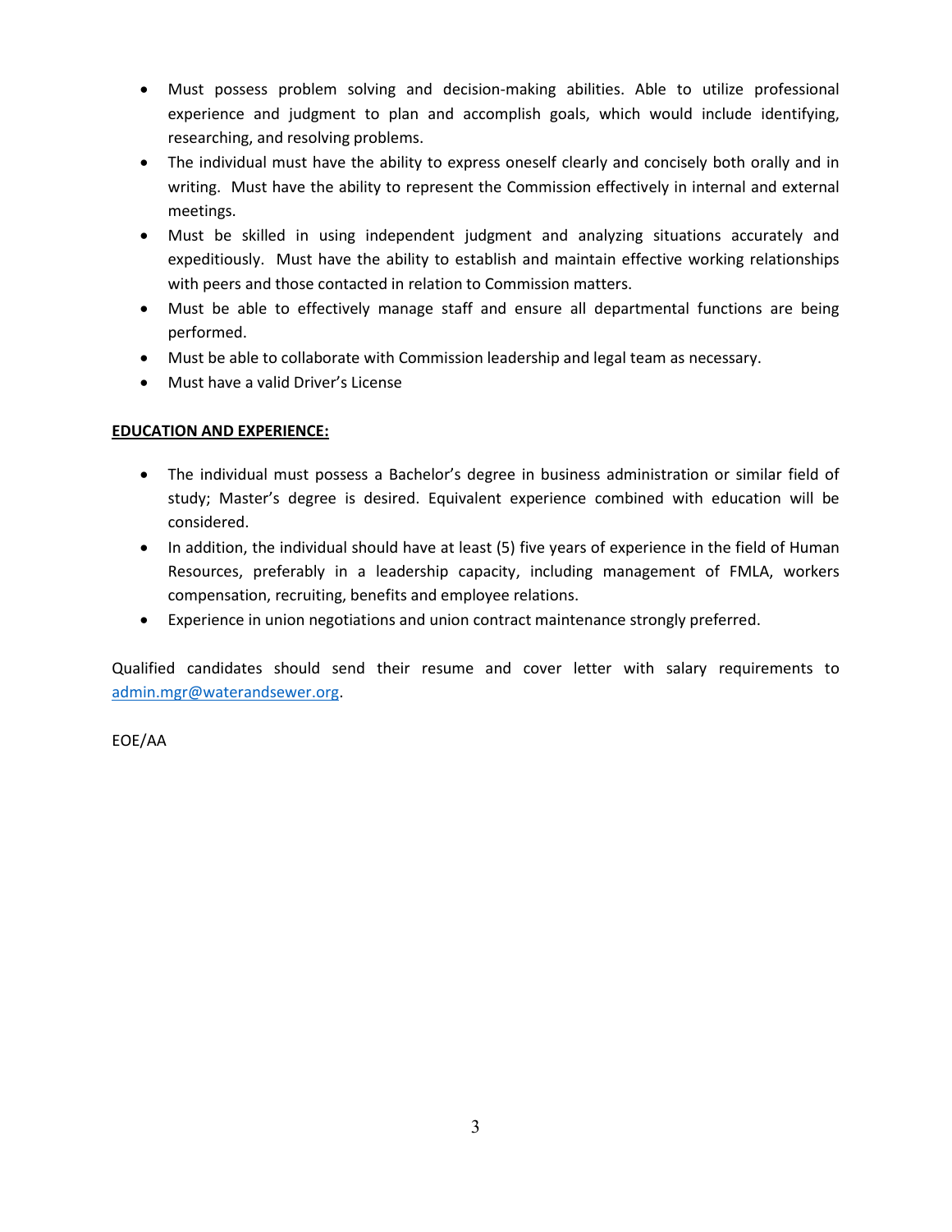- Must possess problem solving and decision-making abilities. Able to utilize professional experience and judgment to plan and accomplish goals, which would include identifying, researching, and resolving problems.
- The individual must have the ability to express oneself clearly and concisely both orally and in writing. Must have the ability to represent the Commission effectively in internal and external meetings.
- Must be skilled in using independent judgment and analyzing situations accurately and expeditiously. Must have the ability to establish and maintain effective working relationships with peers and those contacted in relation to Commission matters.
- Must be able to effectively manage staff and ensure all departmental functions are being performed.
- Must be able to collaborate with Commission leadership and legal team as necessary.
- Must have a valid Driver's License

**EDUCATION AND EXPERIENCE:**

- The individual must possess a Bachelor's degree in business administration or similar field of study; Master's degree is desired. Equivalent experience combined with education will be considered.
- In addition, the individual should have at least (5) five years of experience in the field of Human Resources, preferably in a leadership capacity, including management of FMLA, workers compensation, recruiting, benefits and employee relations.
- Experience in union negotiations and union contract maintenance strongly preferred.

Qualified candidates should send their resume and cover letter with salary requirements to admin.mgr@waterandsewer.org.

EOE/AA